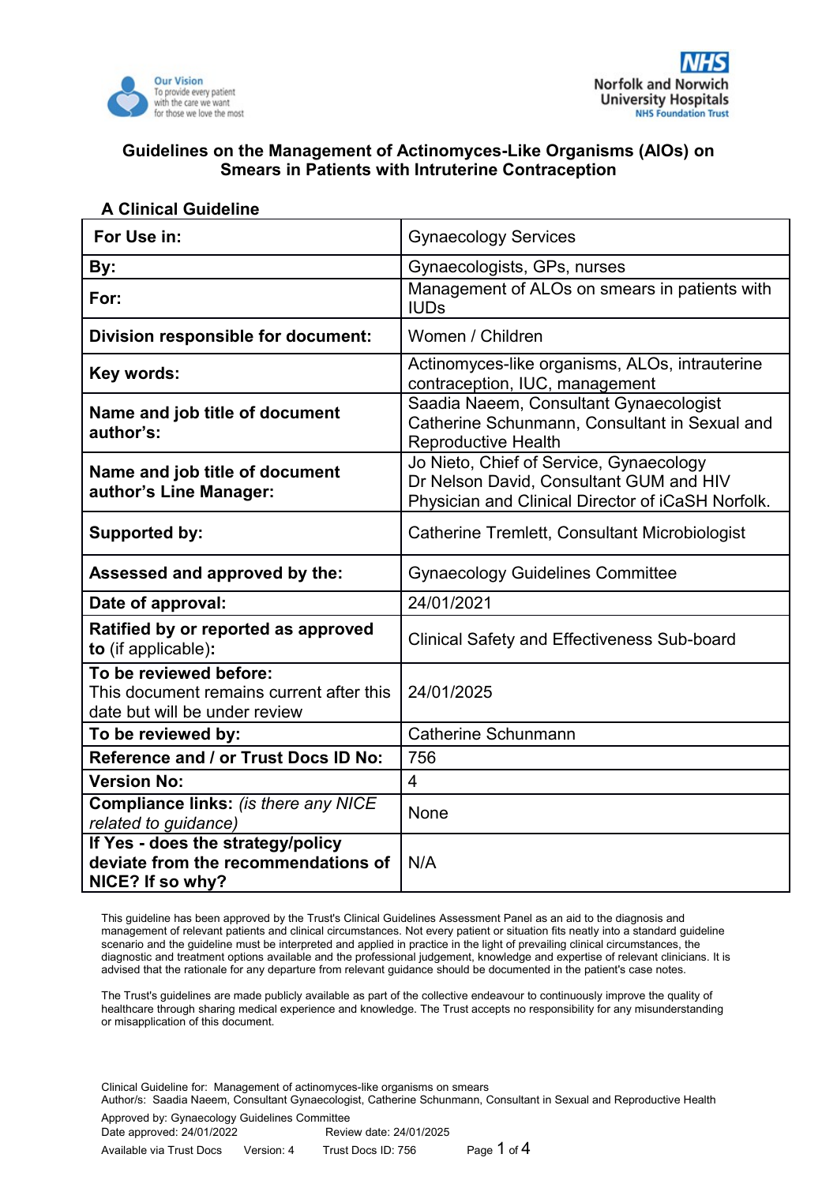Our Vision
To provide every patient with the care we want for those we love the most

NHS
Norfolk and Norwich University Hospitals
NHS Foundation Trust

# Guidelines on the Management of Actinomyces-Like Organisms (AlOs) on Smears in Patients with Intruterine Contraception

## A Clinical Guideline

| **For Use in:** | Gynaecology Services |
|---|---|
| **By:** | Gynaecologists, GPs, nurses |
| **For:** | Management of ALOs on smears in patients with IUDs |
| **Division responsible for document:** | Women / Children |
| **Key words:** | Actinomyces-like organisms, ALOs, intrauterine contraception, IUC, management |
| **Name and job title of document author's:** | Saadia Naeem, Consultant Gynaecologist<br>Catherine Schunmann, Consultant in Sexual and Reproductive Health |
| **Name and job title of document author's Line Manager:** | Jo Nieto, Chief of Service, Gynaecology<br>Dr Nelson David, Consultant GUM and HIV Physician and Clinical Director of iCaSH Norfolk. |
| **Supported by:** | Catherine Tremlett, Consultant Microbiologist |
| **Assessed and approved by the:** | Gynaecology Guidelines Committee |
| **Date of approval:** | 24/01/2021 |
| **Ratified by or reported as approved to** (if applicable)**:** | Clinical Safety and Effectiveness Sub-board |
| **To be reviewed before:**<br>This document remains current after this date but will be under review | 24/01/2025 |
| **To be reviewed by:** | Catherine Schunmann |
| **Reference and / or Trust Docs ID No:** | 756 |
| **Version No:** | 4 |
| **Compliance links:** *(is there any NICE related to guidance)* | None |
| **If Yes - does the strategy/policy deviate from the recommendations of NICE? If so why?** | N/A |

This guideline has been approved by the Trust's Clinical Guidelines Assessment Panel as an aid to the diagnosis and management of relevant patients and clinical circumstances. Not every patient or situation fits neatly into a standard guideline scenario and the guideline must be interpreted and applied in practice in the light of prevailing clinical circumstances, the diagnostic and treatment options available and the professional judgement, knowledge and expertise of relevant clinicians. It is advised that the rationale for any departure from relevant guidance should be documented in the patient's case notes.

The Trust's guidelines are made publicly available as part of the collective endeavour to continuously improve the quality of healthcare through sharing medical experience and knowledge. The Trust accepts no responsibility for any misunderstanding or misapplication of this document.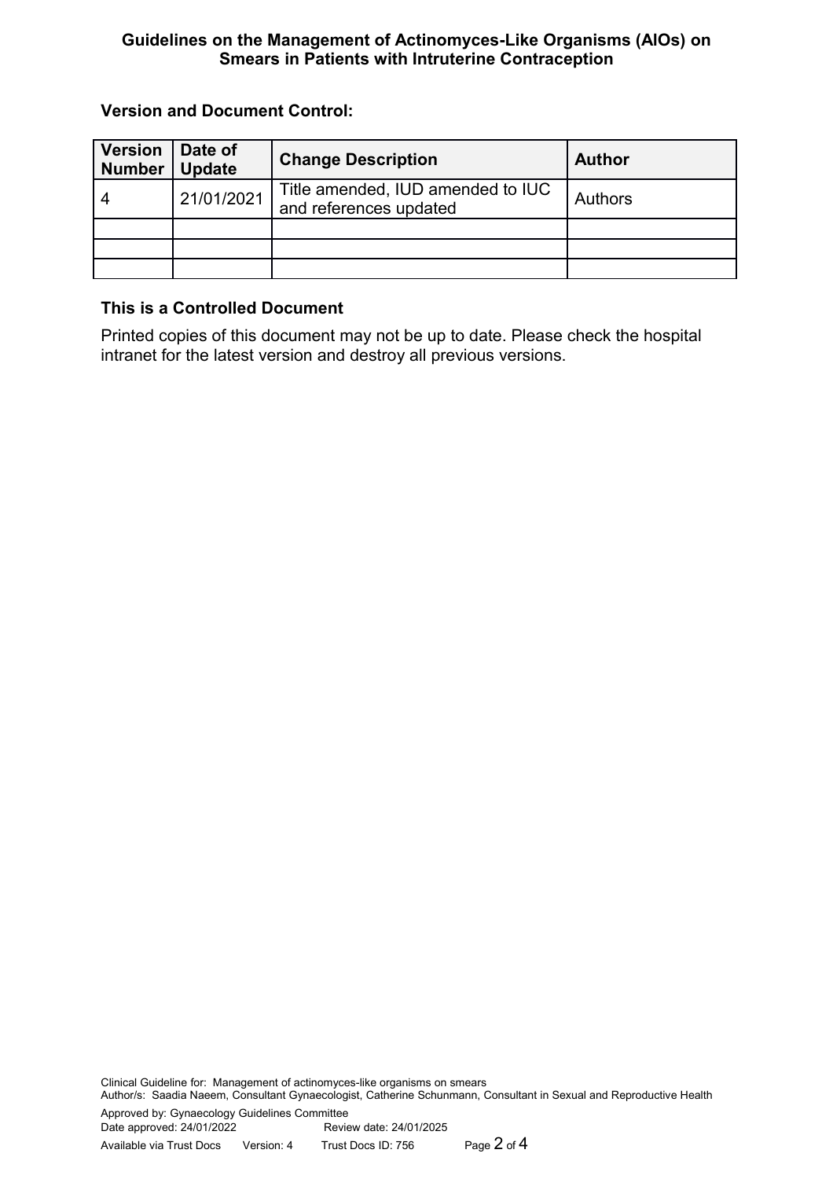**Version and Document Control:**

| Version Number | Date of Update | Change Description | Author |
|---|---|---|---|
| 4 | 21/01/2021 | Title amended, IUD amended to IUC and references updated | Authors |
| | | | |
| | | | |
| | | | |

**This is a Controlled Document**

Printed copies of this document may not be up to date. Please check the hospital intranet for the latest version and destroy all previous versions.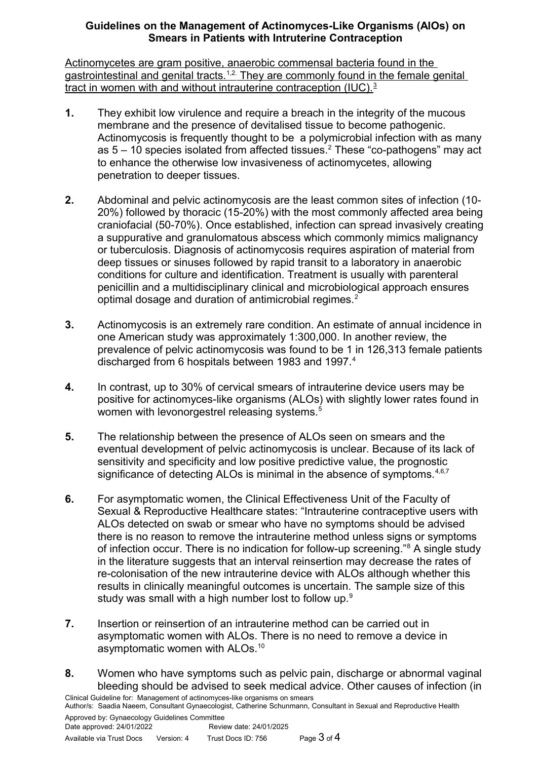**Guidelines on the Management of Actinomyces-Like Organisms (AlOs) on Smears in Patients with Intruterine Contraception**

Actinomycetes are gram positive, anaerobic commensal bacteria found in the gastrointestinal and genital tracts.[1,2] They are commonly found in the female genital tract in women with and without intrauterine contraception (IUC).[3]

**1.** They exhibit low virulence and require a breach in the integrity of the mucous membrane and the presence of devitalised tissue to become pathogenic. Actinomycosis is frequently thought to be a polymicrobial infection with as many as 5 – 10 species isolated from affected tissues.[2] These "co-pathogens" may act to enhance the otherwise low invasiveness of actinomycetes, allowing penetration to deeper tissues.

**2.** Abdominal and pelvic actinomycosis are the least common sites of infection (10-20%) followed by thoracic (15-20%) with the most commonly affected area being craniofacial (50-70%). Once established, infection can spread invasively creating a suppurative and granulomatous abscess which commonly mimics malignancy or tuberculosis. Diagnosis of actinomycosis requires aspiration of material from deep tissues or sinuses followed by rapid transit to a laboratory in anaerobic conditions for culture and identification. Treatment is usually with parenteral penicillin and a multidisciplinary clinical and microbiological approach ensures optimal dosage and duration of antimicrobial regimes.[2]

**3.** Actinomycosis is an extremely rare condition. An estimate of annual incidence in one American study was approximately 1:300,000. In another review, the prevalence of pelvic actinomycosis was found to be 1 in 126,313 female patients discharged from 6 hospitals between 1983 and 1997.[4]

**4.** In contrast, up to 30% of cervical smears of intrauterine device users may be positive for actinomyces-like organisms (ALOs) with slightly lower rates found in women with levonorgestrel releasing systems.[5]

**5.** The relationship between the presence of ALOs seen on smears and the eventual development of pelvic actinomycosis is unclear. Because of its lack of sensitivity and specificity and low positive predictive value, the prognostic significance of detecting ALOs is minimal in the absence of symptoms.[4,6,7]

**6.** For asymptomatic women, the Clinical Effectiveness Unit of the Faculty of Sexual & Reproductive Healthcare states: "Intrauterine contraceptive users with ALOs detected on swab or smear who have no symptoms should be advised there is no reason to remove the intrauterine method unless signs or symptoms of infection occur. There is no indication for follow-up screening."[8] A single study in the literature suggests that an interval reinsertion may decrease the rates of re-colonisation of the new intrauterine device with ALOs although whether this results in clinically meaningful outcomes is uncertain. The sample size of this study was small with a high number lost to follow up.[9]

**7.** Insertion or reinsertion of an intrauterine method can be carried out in asymptomatic women with ALOs. There is no need to remove a device in asymptomatic women with ALOs.[10]

**8.** Women who have symptoms such as pelvic pain, discharge or abnormal vaginal bleeding should be advised to seek medical advice. Other causes of infection (in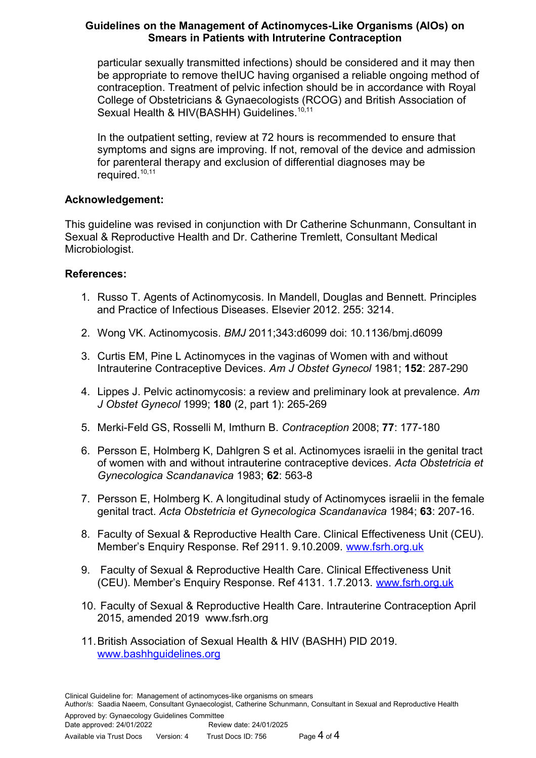particular sexually transmitted infections) should be considered and it may then be appropriate to remove theIUC having organised a reliable ongoing method of contraception. Treatment of pelvic infection should be in accordance with Royal College of Obstetricians & Gynaecologists (RCOG) and British Association of Sexual Health & HIV(BASHH) Guidelines.[10,11]

In the outpatient setting, review at 72 hours is recommended to ensure that symptoms and signs are improving. If not, removal of the device and admission for parenteral therapy and exclusion of differential diagnoses may be required.[10,11]

## Acknowledgement:

This guideline was revised in conjunction with Dr Catherine Schunmann, Consultant in Sexual & Reproductive Health and Dr. Catherine Tremlett, Consultant Medical Microbiologist.

## References:

1. Russo T. Agents of Actinomycosis. In Mandell, Douglas and Bennett. Principles and Practice of Infectious Diseases. Elsevier 2012. 255: 3214.
2. Wong VK. Actinomycosis. *BMJ* 2011;343:d6099 doi: 10.1136/bmj.d6099
3. Curtis EM, Pine L Actinomyces in the vaginas of Women with and without Intrauterine Contraceptive Devices. *Am J Obstet Gynecol* 1981; **152**: 287-290
4. Lippes J. Pelvic actinomycosis: a review and preliminary look at prevalence. *Am J Obstet Gynecol* 1999; **180** (2, part 1): 265-269
5. Merki-Feld GS, Rosselli M, Imthurn B. *Contraception* 2008; **77**: 177-180
6. Persson E, Holmberg K, Dahlgren S et al. Actinomyces israelii in the genital tract of women with and without intrauterine contraceptive devices. *Acta Obstetricia et Gynecologica Scandanavica* 1983; **62**: 563-8
7. Persson E, Holmberg K. A longitudinal study of Actinomyces israelii in the female genital tract. *Acta Obstetricia et Gynecologica Scandanavica* 1984; **63**: 207-16.
8. Faculty of Sexual & Reproductive Health Care. Clinical Effectiveness Unit (CEU). Member's Enquiry Response. Ref 2911. 9.10.2009. www.fsrh.org.uk
9. Faculty of Sexual & Reproductive Health Care. Clinical Effectiveness Unit (CEU). Member's Enquiry Response. Ref 4131. 1.7.2013. www.fsrh.org.uk
10. Faculty of Sexual & Reproductive Health Care. Intrauterine Contraception April 2015, amended 2019 www.fsrh.org
11. British Association of Sexual Health & HIV (BASHH) PID 2019. www.bashhguidelines.org